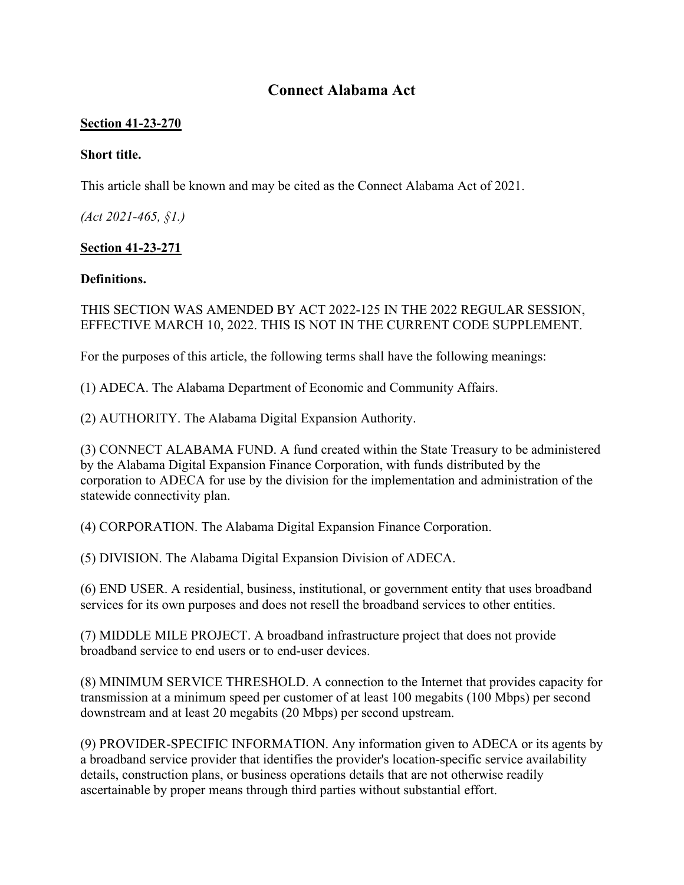# Connect Alabama Act

**Section 41-23-270**

**Short title.**

This article shall be known and may be cited as the Connect Alabama Act of 2021.

*(Act 2021-465, §1.)*

**Section 41-23-271**

**Definitions.**

THIS SECTION WAS AMENDED BY ACT 2022-125 IN THE 2022 REGULAR SESSION, EFFECTIVE MARCH 10, 2022. THIS IS NOT IN THE CURRENT CODE SUPPLEMENT.

For the purposes of this article, the following terms shall have the following meanings:

(1) ADECA. The Alabama Department of Economic and Community Affairs.

(2) AUTHORITY. The Alabama Digital Expansion Authority.

(3) CONNECT ALABAMA FUND. A fund created within the State Treasury to be administered by the Alabama Digital Expansion Finance Corporation, with funds distributed by the corporation to ADECA for use by the division for the implementation and administration of the statewide connectivity plan.

(4) CORPORATION. The Alabama Digital Expansion Finance Corporation.

(5) DIVISION. The Alabama Digital Expansion Division of ADECA.

(6) END USER. A residential, business, institutional, or government entity that uses broadband services for its own purposes and does not resell the broadband services to other entities.

(7) MIDDLE MILE PROJECT. A broadband infrastructure project that does not provide broadband service to end users or to end-user devices.

(8) MINIMUM SERVICE THRESHOLD. A connection to the Internet that provides capacity for transmission at a minimum speed per customer of at least 100 megabits (100 Mbps) per second downstream and at least 20 megabits (20 Mbps) per second upstream.

(9) PROVIDER-SPECIFIC INFORMATION. Any information given to ADECA or its agents by a broadband service provider that identifies the provider's location-specific service availability details, construction plans, or business operations details that are not otherwise readily ascertainable by proper means through third parties without substantial effort.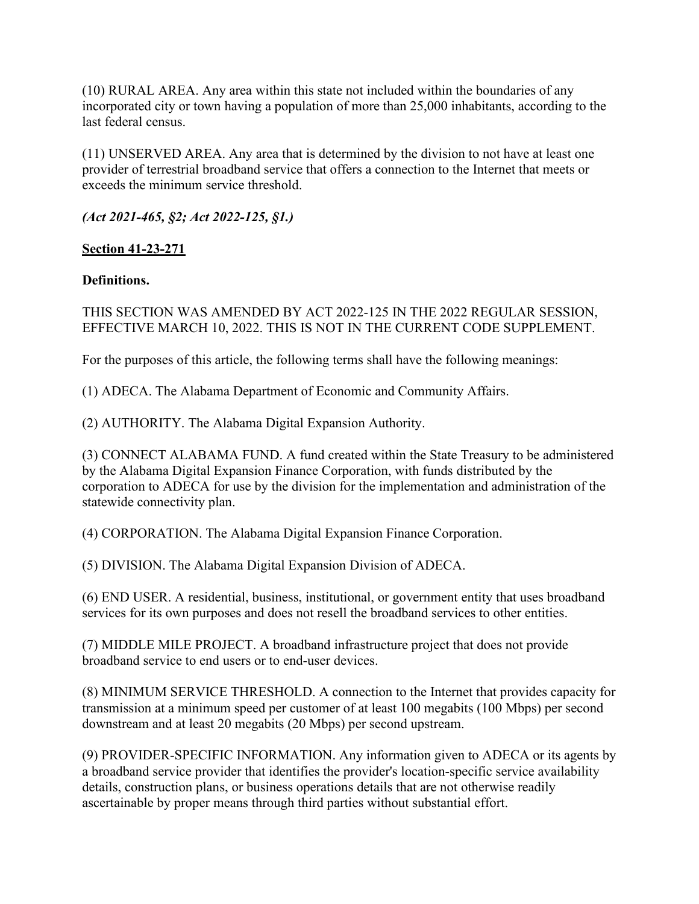(10) RURAL AREA. Any area within this state not included within the boundaries of any incorporated city or town having a population of more than 25,000 inhabitants, according to the last federal census.

(11) UNSERVED AREA. Any area that is determined by the division to not have at least one provider of terrestrial broadband service that offers a connection to the Internet that meets or exceeds the minimum service threshold.

***(Act 2021-465, §2; Act 2022-125, §1.)***

**Section 41-23-271**

**Definitions.**

THIS SECTION WAS AMENDED BY ACT 2022-125 IN THE 2022 REGULAR SESSION, EFFECTIVE MARCH 10, 2022. THIS IS NOT IN THE CURRENT CODE SUPPLEMENT.

For the purposes of this article, the following terms shall have the following meanings:

(1) ADECA. The Alabama Department of Economic and Community Affairs.

(2) AUTHORITY. The Alabama Digital Expansion Authority.

(3) CONNECT ALABAMA FUND. A fund created within the State Treasury to be administered by the Alabama Digital Expansion Finance Corporation, with funds distributed by the corporation to ADECA for use by the division for the implementation and administration of the statewide connectivity plan.

(4) CORPORATION. The Alabama Digital Expansion Finance Corporation.

(5) DIVISION. The Alabama Digital Expansion Division of ADECA.

(6) END USER. A residential, business, institutional, or government entity that uses broadband services for its own purposes and does not resell the broadband services to other entities.

(7) MIDDLE MILE PROJECT. A broadband infrastructure project that does not provide broadband service to end users or to end-user devices.

(8) MINIMUM SERVICE THRESHOLD. A connection to the Internet that provides capacity for transmission at a minimum speed per customer of at least 100 megabits (100 Mbps) per second downstream and at least 20 megabits (20 Mbps) per second upstream.

(9) PROVIDER-SPECIFIC INFORMATION. Any information given to ADECA or its agents by a broadband service provider that identifies the provider's location-specific service availability details, construction plans, or business operations details that are not otherwise readily ascertainable by proper means through third parties without substantial effort.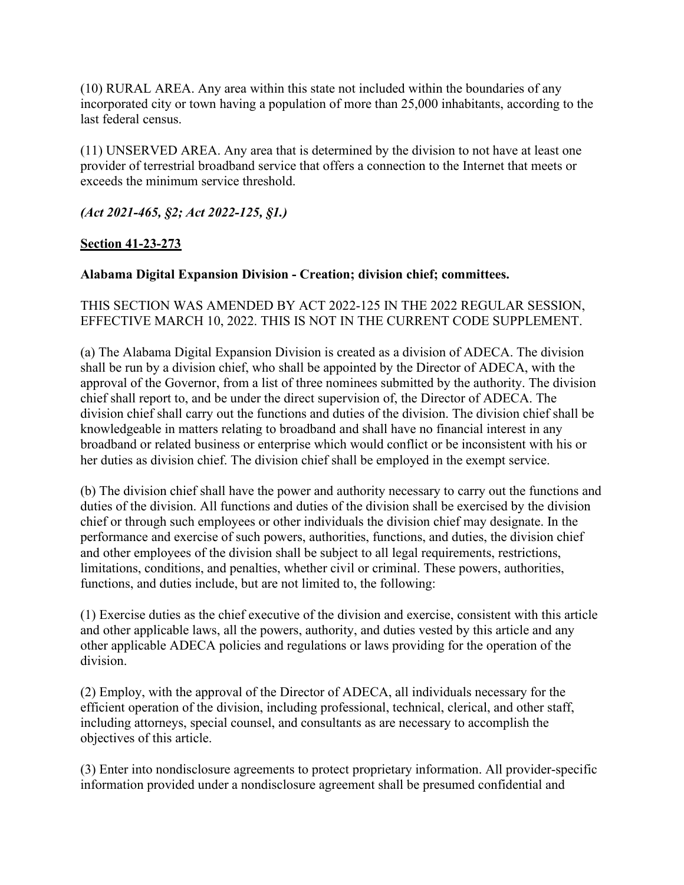(10) RURAL AREA. Any area within this state not included within the boundaries of any incorporated city or town having a population of more than 25,000 inhabitants, according to the last federal census.

(11) UNSERVED AREA. Any area that is determined by the division to not have at least one provider of terrestrial broadband service that offers a connection to the Internet that meets or exceeds the minimum service threshold.

***(Act 2021-465, §2; Act 2022-125, §1.)***

## **Section 41-23-273**

**Alabama Digital Expansion Division - Creation; division chief; committees.**

THIS SECTION WAS AMENDED BY ACT 2022-125 IN THE 2022 REGULAR SESSION, EFFECTIVE MARCH 10, 2022. THIS IS NOT IN THE CURRENT CODE SUPPLEMENT.

(a) The Alabama Digital Expansion Division is created as a division of ADECA. The division shall be run by a division chief, who shall be appointed by the Director of ADECA, with the approval of the Governor, from a list of three nominees submitted by the authority. The division chief shall report to, and be under the direct supervision of, the Director of ADECA. The division chief shall carry out the functions and duties of the division. The division chief shall be knowledgeable in matters relating to broadband and shall have no financial interest in any broadband or related business or enterprise which would conflict or be inconsistent with his or her duties as division chief. The division chief shall be employed in the exempt service.

(b) The division chief shall have the power and authority necessary to carry out the functions and duties of the division. All functions and duties of the division shall be exercised by the division chief or through such employees or other individuals the division chief may designate. In the performance and exercise of such powers, authorities, functions, and duties, the division chief and other employees of the division shall be subject to all legal requirements, restrictions, limitations, conditions, and penalties, whether civil or criminal. These powers, authorities, functions, and duties include, but are not limited to, the following:

(1) Exercise duties as the chief executive of the division and exercise, consistent with this article and other applicable laws, all the powers, authority, and duties vested by this article and any other applicable ADECA policies and regulations or laws providing for the operation of the division.

(2) Employ, with the approval of the Director of ADECA, all individuals necessary for the efficient operation of the division, including professional, technical, clerical, and other staff, including attorneys, special counsel, and consultants as are necessary to accomplish the objectives of this article.

(3) Enter into nondisclosure agreements to protect proprietary information. All provider-specific information provided under a nondisclosure agreement shall be presumed confidential and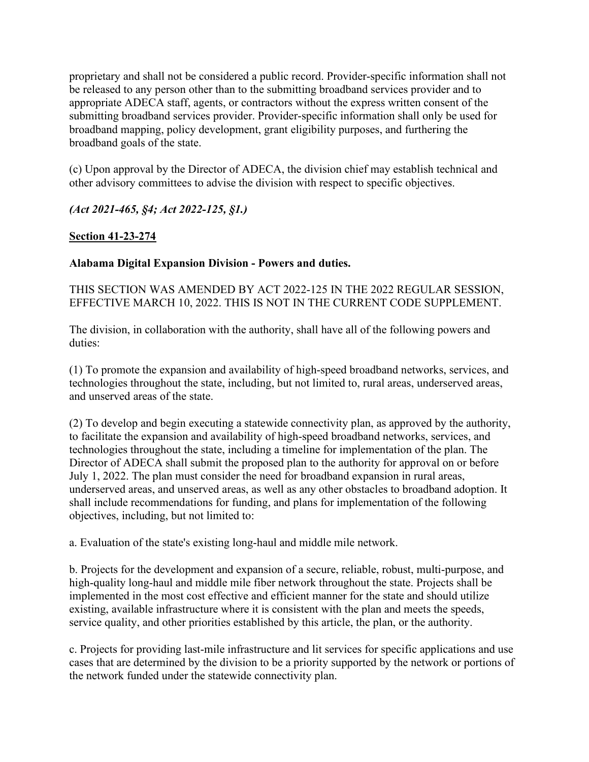proprietary and shall not be considered a public record. Provider-specific information shall not be released to any person other than to the submitting broadband services provider and to appropriate ADECA staff, agents, or contractors without the express written consent of the submitting broadband services provider. Provider-specific information shall only be used for broadband mapping, policy development, grant eligibility purposes, and furthering the broadband goals of the state.

(c) Upon approval by the Director of ADECA, the division chief may establish technical and other advisory committees to advise the division with respect to specific objectives.

***(Act 2021-465, §4; Act 2022-125, §1.)***

**Section 41-23-274**

**Alabama Digital Expansion Division - Powers and duties.**

THIS SECTION WAS AMENDED BY ACT 2022-125 IN THE 2022 REGULAR SESSION, EFFECTIVE MARCH 10, 2022. THIS IS NOT IN THE CURRENT CODE SUPPLEMENT.

The division, in collaboration with the authority, shall have all of the following powers and duties:

(1) To promote the expansion and availability of high-speed broadband networks, services, and technologies throughout the state, including, but not limited to, rural areas, underserved areas, and unserved areas of the state.

(2) To develop and begin executing a statewide connectivity plan, as approved by the authority, to facilitate the expansion and availability of high-speed broadband networks, services, and technologies throughout the state, including a timeline for implementation of the plan. The Director of ADECA shall submit the proposed plan to the authority for approval on or before July 1, 2022. The plan must consider the need for broadband expansion in rural areas, underserved areas, and unserved areas, as well as any other obstacles to broadband adoption. It shall include recommendations for funding, and plans for implementation of the following objectives, including, but not limited to:

a. Evaluation of the state's existing long-haul and middle mile network.

b. Projects for the development and expansion of a secure, reliable, robust, multi-purpose, and high-quality long-haul and middle mile fiber network throughout the state. Projects shall be implemented in the most cost effective and efficient manner for the state and should utilize existing, available infrastructure where it is consistent with the plan and meets the speeds, service quality, and other priorities established by this article, the plan, or the authority.

c. Projects for providing last-mile infrastructure and lit services for specific applications and use cases that are determined by the division to be a priority supported by the network or portions of the network funded under the statewide connectivity plan.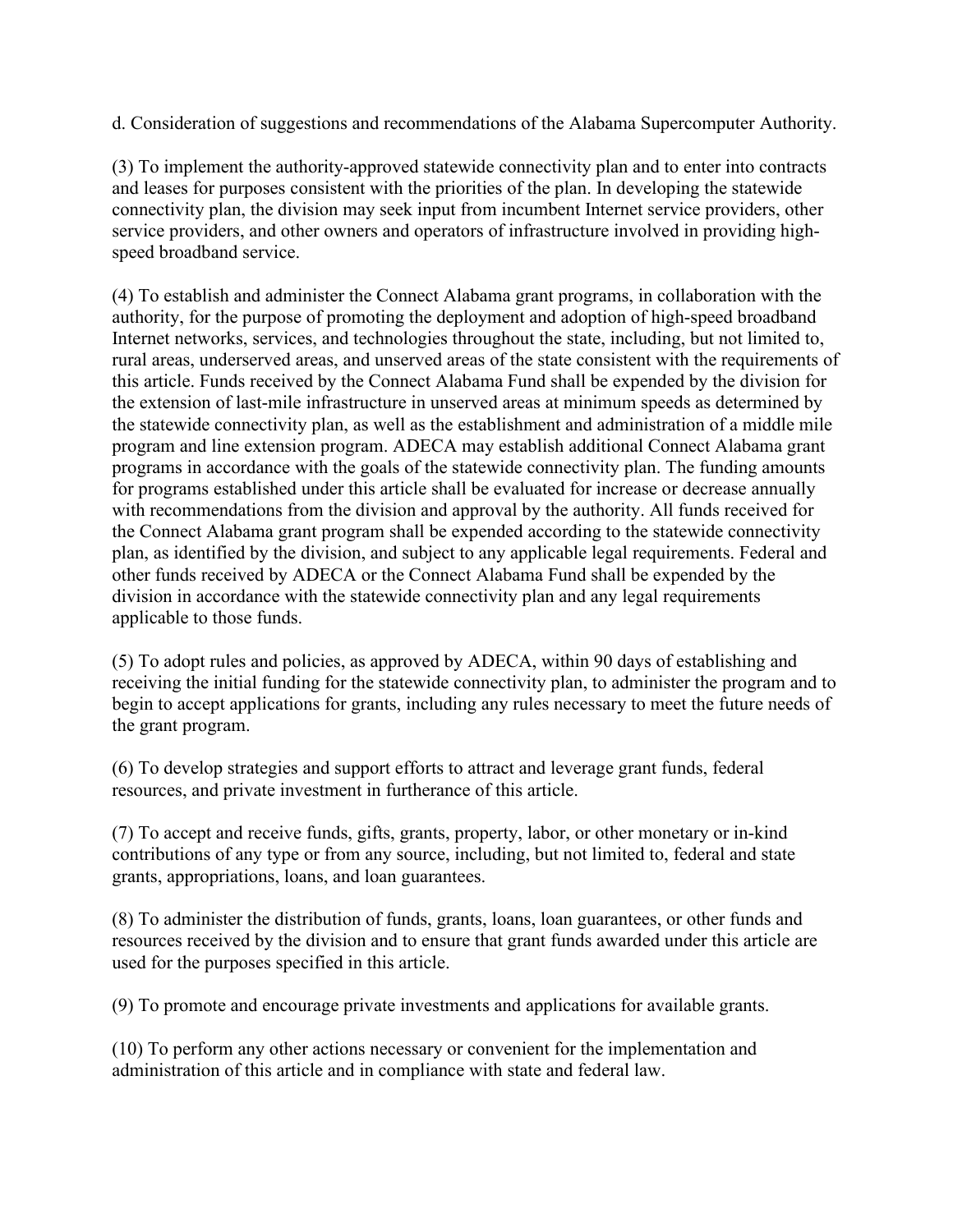d. Consideration of suggestions and recommendations of the Alabama Supercomputer Authority.

(3) To implement the authority-approved statewide connectivity plan and to enter into contracts and leases for purposes consistent with the priorities of the plan. In developing the statewide connectivity plan, the division may seek input from incumbent Internet service providers, other service providers, and other owners and operators of infrastructure involved in providing high-speed broadband service.

(4) To establish and administer the Connect Alabama grant programs, in collaboration with the authority, for the purpose of promoting the deployment and adoption of high-speed broadband Internet networks, services, and technologies throughout the state, including, but not limited to, rural areas, underserved areas, and unserved areas of the state consistent with the requirements of this article. Funds received by the Connect Alabama Fund shall be expended by the division for the extension of last-mile infrastructure in unserved areas at minimum speeds as determined by the statewide connectivity plan, as well as the establishment and administration of a middle mile program and line extension program. ADECA may establish additional Connect Alabama grant programs in accordance with the goals of the statewide connectivity plan. The funding amounts for programs established under this article shall be evaluated for increase or decrease annually with recommendations from the division and approval by the authority. All funds received for the Connect Alabama grant program shall be expended according to the statewide connectivity plan, as identified by the division, and subject to any applicable legal requirements. Federal and other funds received by ADECA or the Connect Alabama Fund shall be expended by the division in accordance with the statewide connectivity plan and any legal requirements applicable to those funds.

(5) To adopt rules and policies, as approved by ADECA, within 90 days of establishing and receiving the initial funding for the statewide connectivity plan, to administer the program and to begin to accept applications for grants, including any rules necessary to meet the future needs of the grant program.

(6) To develop strategies and support efforts to attract and leverage grant funds, federal resources, and private investment in furtherance of this article.

(7) To accept and receive funds, gifts, grants, property, labor, or other monetary or in-kind contributions of any type or from any source, including, but not limited to, federal and state grants, appropriations, loans, and loan guarantees.

(8) To administer the distribution of funds, grants, loans, loan guarantees, or other funds and resources received by the division and to ensure that grant funds awarded under this article are used for the purposes specified in this article.

(9) To promote and encourage private investments and applications for available grants.

(10) To perform any other actions necessary or convenient for the implementation and administration of this article and in compliance with state and federal law.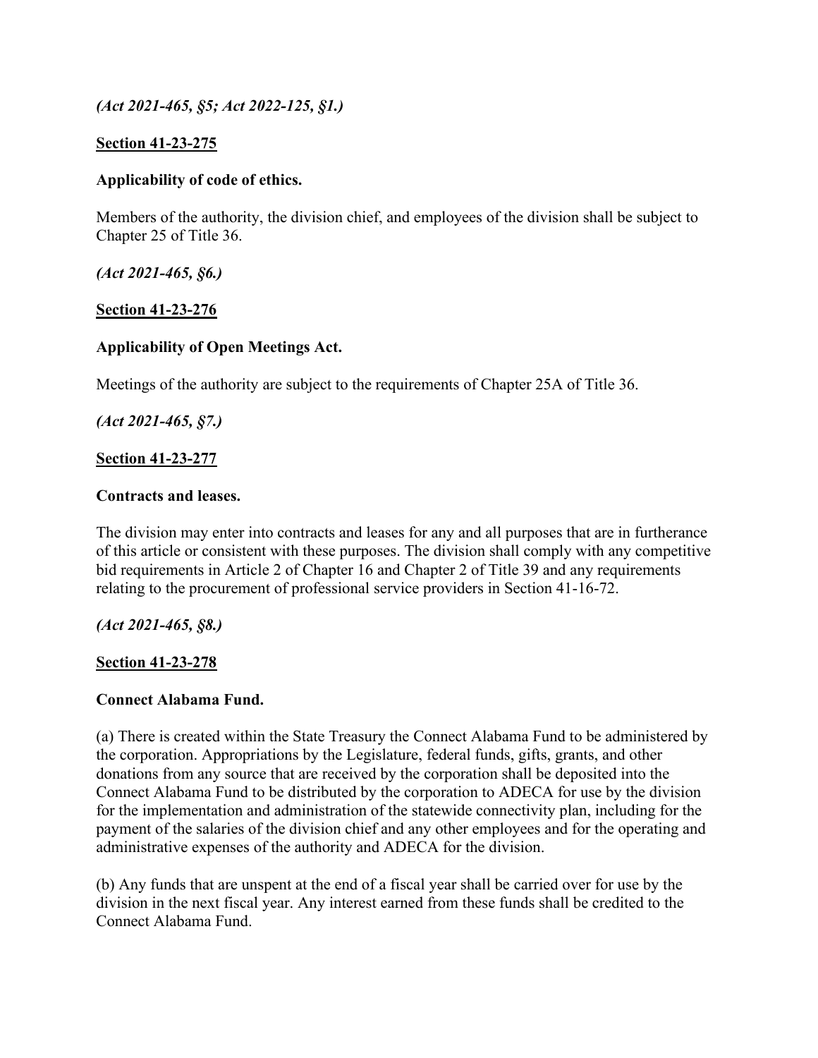*(Act 2021-465, §5; Act 2022-125, §1.)*

**Section 41-23-275**

**Applicability of code of ethics.**

Members of the authority, the division chief, and employees of the division shall be subject to Chapter 25 of Title 36.

*(Act 2021-465, §6.)*

**Section 41-23-276**

**Applicability of Open Meetings Act.**

Meetings of the authority are subject to the requirements of Chapter 25A of Title 36.

*(Act 2021-465, §7.)*

**Section 41-23-277**

**Contracts and leases.**

The division may enter into contracts and leases for any and all purposes that are in furtherance of this article or consistent with these purposes. The division shall comply with any competitive bid requirements in Article 2 of Chapter 16 and Chapter 2 of Title 39 and any requirements relating to the procurement of professional service providers in Section 41-16-72.

*(Act 2021-465, §8.)*

**Section 41-23-278**

**Connect Alabama Fund.**

(a) There is created within the State Treasury the Connect Alabama Fund to be administered by the corporation. Appropriations by the Legislature, federal funds, gifts, grants, and other donations from any source that are received by the corporation shall be deposited into the Connect Alabama Fund to be distributed by the corporation to ADECA for use by the division for the implementation and administration of the statewide connectivity plan, including for the payment of the salaries of the division chief and any other employees and for the operating and administrative expenses of the authority and ADECA for the division.

(b) Any funds that are unspent at the end of a fiscal year shall be carried over for use by the division in the next fiscal year. Any interest earned from these funds shall be credited to the Connect Alabama Fund.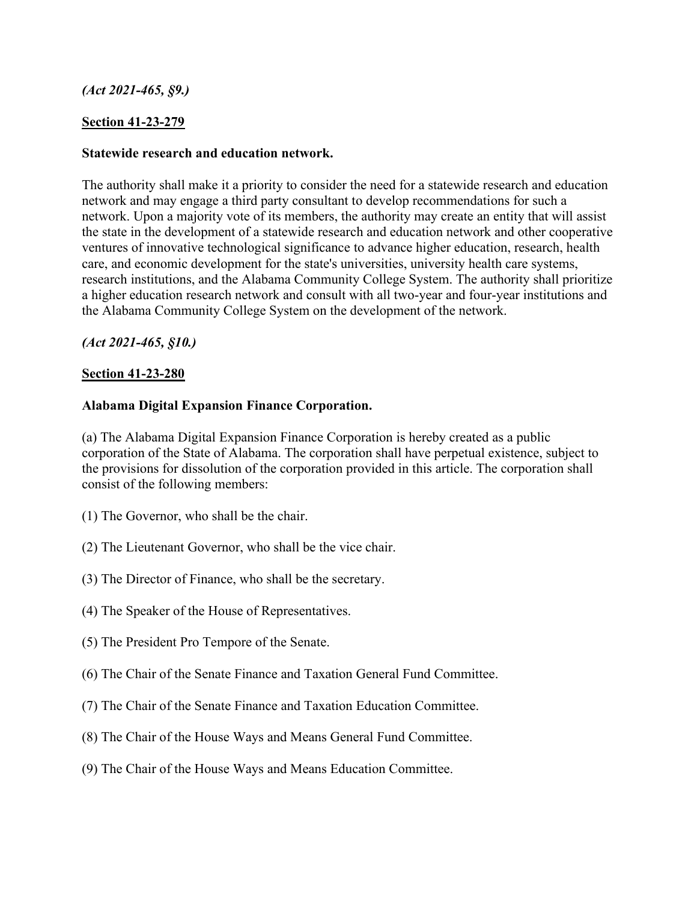*(Act 2021-465, §9.)*

**Section 41-23-279**

**Statewide research and education network.**

The authority shall make it a priority to consider the need for a statewide research and education network and may engage a third party consultant to develop recommendations for such a network. Upon a majority vote of its members, the authority may create an entity that will assist the state in the development of a statewide research and education network and other cooperative ventures of innovative technological significance to advance higher education, research, health care, and economic development for the state's universities, university health care systems, research institutions, and the Alabama Community College System. The authority shall prioritize a higher education research network and consult with all two-year and four-year institutions and the Alabama Community College System on the development of the network.

*(Act 2021-465, §10.)*

**Section 41-23-280**

**Alabama Digital Expansion Finance Corporation.**

(a) The Alabama Digital Expansion Finance Corporation is hereby created as a public corporation of the State of Alabama. The corporation shall have perpetual existence, subject to the provisions for dissolution of the corporation provided in this article. The corporation shall consist of the following members:

(1) The Governor, who shall be the chair.

(2) The Lieutenant Governor, who shall be the vice chair.

(3) The Director of Finance, who shall be the secretary.

(4) The Speaker of the House of Representatives.

(5) The President Pro Tempore of the Senate.

(6) The Chair of the Senate Finance and Taxation General Fund Committee.

(7) The Chair of the Senate Finance and Taxation Education Committee.

(8) The Chair of the House Ways and Means General Fund Committee.

(9) The Chair of the House Ways and Means Education Committee.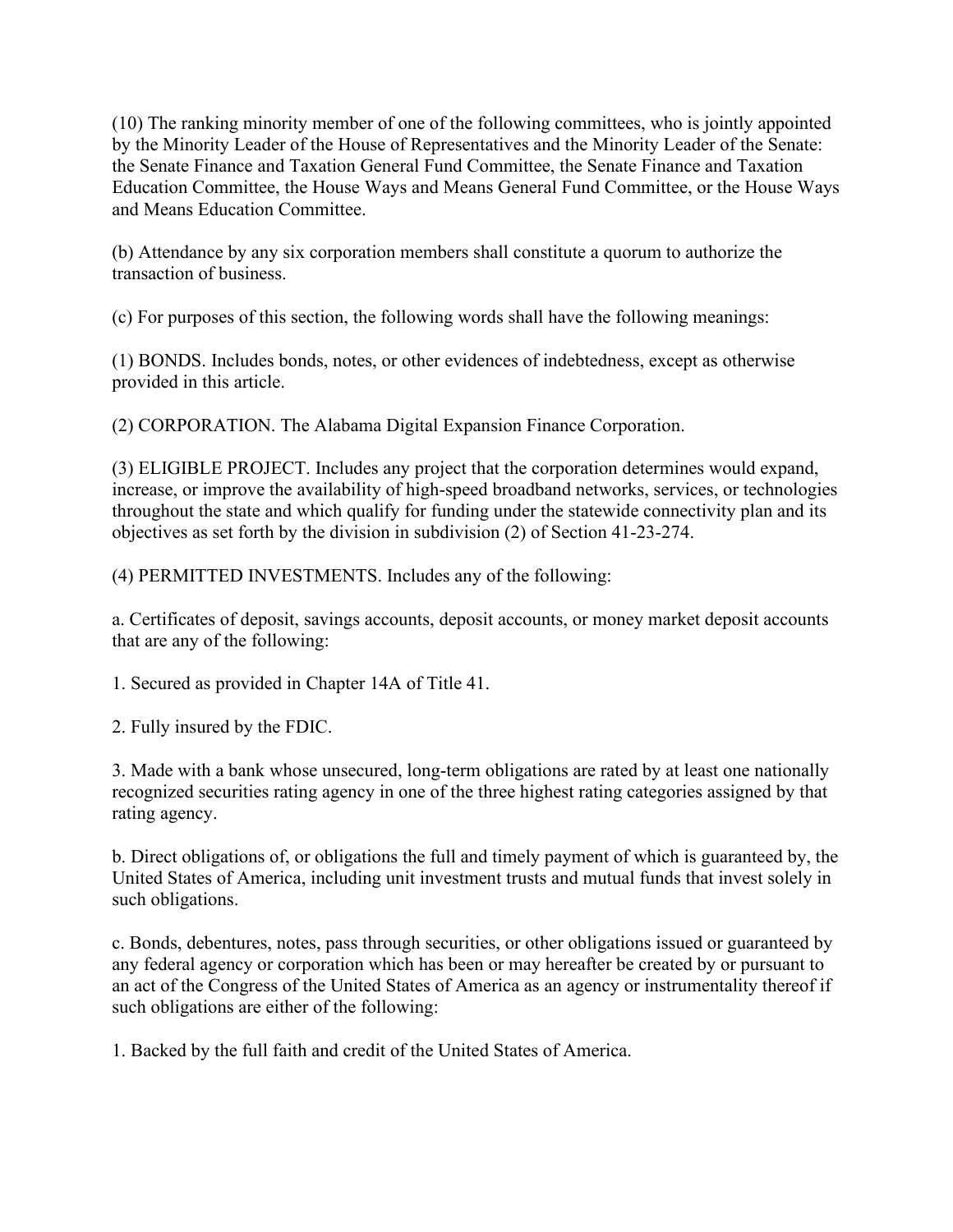(10) The ranking minority member of one of the following committees, who is jointly appointed by the Minority Leader of the House of Representatives and the Minority Leader of the Senate: the Senate Finance and Taxation General Fund Committee, the Senate Finance and Taxation Education Committee, the House Ways and Means General Fund Committee, or the House Ways and Means Education Committee.

(b) Attendance by any six corporation members shall constitute a quorum to authorize the transaction of business.

(c) For purposes of this section, the following words shall have the following meanings:

(1) BONDS. Includes bonds, notes, or other evidences of indebtedness, except as otherwise provided in this article.

(2) CORPORATION. The Alabama Digital Expansion Finance Corporation.

(3) ELIGIBLE PROJECT. Includes any project that the corporation determines would expand, increase, or improve the availability of high-speed broadband networks, services, or technologies throughout the state and which qualify for funding under the statewide connectivity plan and its objectives as set forth by the division in subdivision (2) of Section 41-23-274.

(4) PERMITTED INVESTMENTS. Includes any of the following:

a. Certificates of deposit, savings accounts, deposit accounts, or money market deposit accounts that are any of the following:

1. Secured as provided in Chapter 14A of Title 41.

2. Fully insured by the FDIC.

3. Made with a bank whose unsecured, long-term obligations are rated by at least one nationally recognized securities rating agency in one of the three highest rating categories assigned by that rating agency.

b. Direct obligations of, or obligations the full and timely payment of which is guaranteed by, the United States of America, including unit investment trusts and mutual funds that invest solely in such obligations.

c. Bonds, debentures, notes, pass through securities, or other obligations issued or guaranteed by any federal agency or corporation which has been or may hereafter be created by or pursuant to an act of the Congress of the United States of America as an agency or instrumentality thereof if such obligations are either of the following:

1. Backed by the full faith and credit of the United States of America.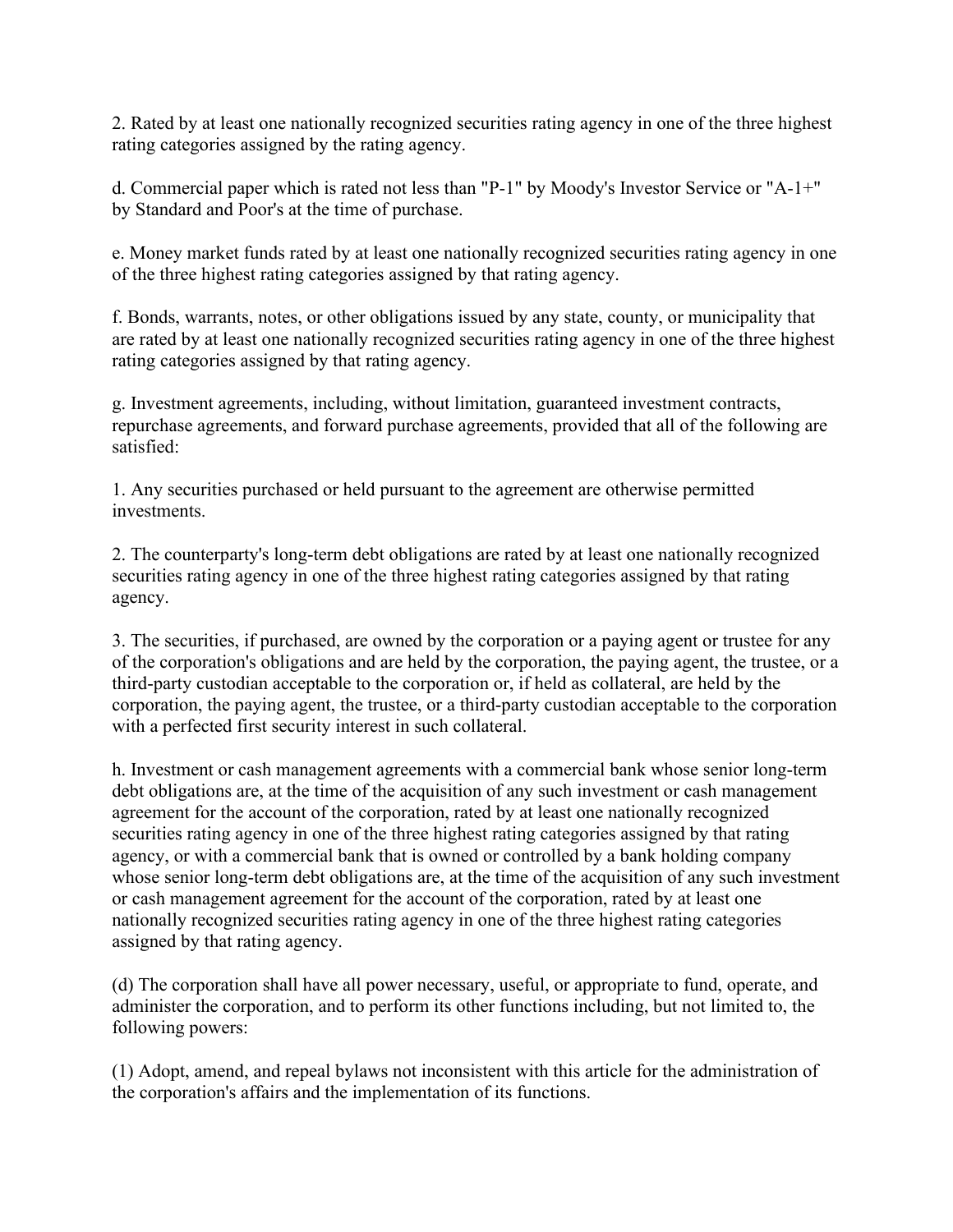2. Rated by at least one nationally recognized securities rating agency in one of the three highest rating categories assigned by the rating agency.

d. Commercial paper which is rated not less than "P-1" by Moody's Investor Service or "A-1+" by Standard and Poor's at the time of purchase.

e. Money market funds rated by at least one nationally recognized securities rating agency in one of the three highest rating categories assigned by that rating agency.

f. Bonds, warrants, notes, or other obligations issued by any state, county, or municipality that are rated by at least one nationally recognized securities rating agency in one of the three highest rating categories assigned by that rating agency.

g. Investment agreements, including, without limitation, guaranteed investment contracts, repurchase agreements, and forward purchase agreements, provided that all of the following are satisfied:

1. Any securities purchased or held pursuant to the agreement are otherwise permitted investments.

2. The counterparty's long-term debt obligations are rated by at least one nationally recognized securities rating agency in one of the three highest rating categories assigned by that rating agency.

3. The securities, if purchased, are owned by the corporation or a paying agent or trustee for any of the corporation's obligations and are held by the corporation, the paying agent, the trustee, or a third-party custodian acceptable to the corporation or, if held as collateral, are held by the corporation, the paying agent, the trustee, or a third-party custodian acceptable to the corporation with a perfected first security interest in such collateral.

h. Investment or cash management agreements with a commercial bank whose senior long-term debt obligations are, at the time of the acquisition of any such investment or cash management agreement for the account of the corporation, rated by at least one nationally recognized securities rating agency in one of the three highest rating categories assigned by that rating agency, or with a commercial bank that is owned or controlled by a bank holding company whose senior long-term debt obligations are, at the time of the acquisition of any such investment or cash management agreement for the account of the corporation, rated by at least one nationally recognized securities rating agency in one of the three highest rating categories assigned by that rating agency.

(d) The corporation shall have all power necessary, useful, or appropriate to fund, operate, and administer the corporation, and to perform its other functions including, but not limited to, the following powers:

(1) Adopt, amend, and repeal bylaws not inconsistent with this article for the administration of the corporation's affairs and the implementation of its functions.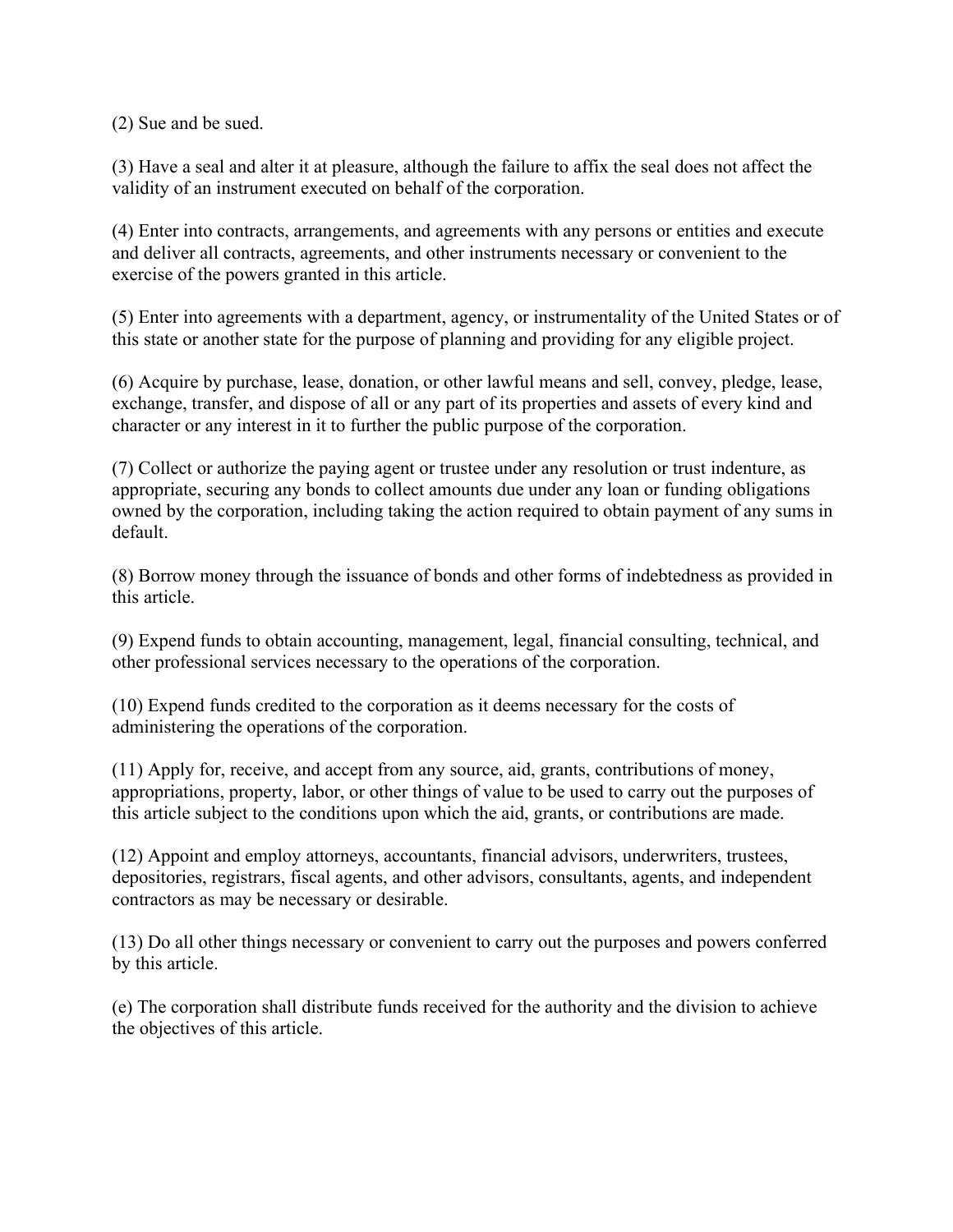(2) Sue and be sued.

(3) Have a seal and alter it at pleasure, although the failure to affix the seal does not affect the validity of an instrument executed on behalf of the corporation.

(4) Enter into contracts, arrangements, and agreements with any persons or entities and execute and deliver all contracts, agreements, and other instruments necessary or convenient to the exercise of the powers granted in this article.

(5) Enter into agreements with a department, agency, or instrumentality of the United States or of this state or another state for the purpose of planning and providing for any eligible project.

(6) Acquire by purchase, lease, donation, or other lawful means and sell, convey, pledge, lease, exchange, transfer, and dispose of all or any part of its properties and assets of every kind and character or any interest in it to further the public purpose of the corporation.

(7) Collect or authorize the paying agent or trustee under any resolution or trust indenture, as appropriate, securing any bonds to collect amounts due under any loan or funding obligations owned by the corporation, including taking the action required to obtain payment of any sums in default.

(8) Borrow money through the issuance of bonds and other forms of indebtedness as provided in this article.

(9) Expend funds to obtain accounting, management, legal, financial consulting, technical, and other professional services necessary to the operations of the corporation.

(10) Expend funds credited to the corporation as it deems necessary for the costs of administering the operations of the corporation.

(11) Apply for, receive, and accept from any source, aid, grants, contributions of money, appropriations, property, labor, or other things of value to be used to carry out the purposes of this article subject to the conditions upon which the aid, grants, or contributions are made.

(12) Appoint and employ attorneys, accountants, financial advisors, underwriters, trustees, depositories, registrars, fiscal agents, and other advisors, consultants, agents, and independent contractors as may be necessary or desirable.

(13) Do all other things necessary or convenient to carry out the purposes and powers conferred by this article.

(e) The corporation shall distribute funds received for the authority and the division to achieve the objectives of this article.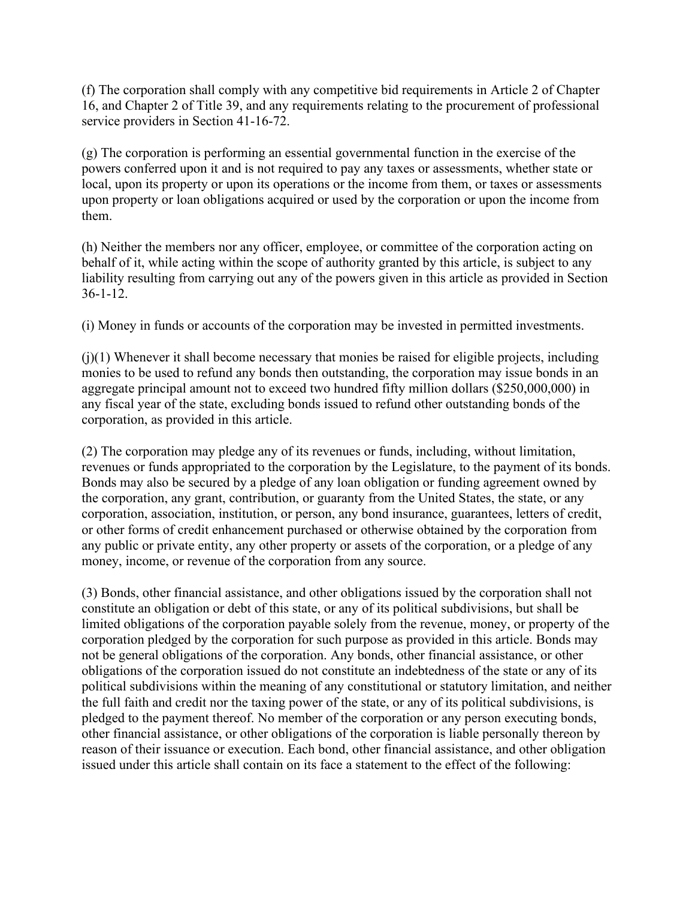(f) The corporation shall comply with any competitive bid requirements in Article 2 of Chapter 16, and Chapter 2 of Title 39, and any requirements relating to the procurement of professional service providers in Section 41-16-72.

(g) The corporation is performing an essential governmental function in the exercise of the powers conferred upon it and is not required to pay any taxes or assessments, whether state or local, upon its property or upon its operations or the income from them, or taxes or assessments upon property or loan obligations acquired or used by the corporation or upon the income from them.

(h) Neither the members nor any officer, employee, or committee of the corporation acting on behalf of it, while acting within the scope of authority granted by this article, is subject to any liability resulting from carrying out any of the powers given in this article as provided in Section 36-1-12.

(i) Money in funds or accounts of the corporation may be invested in permitted investments.

(j)(1) Whenever it shall become necessary that monies be raised for eligible projects, including monies to be used to refund any bonds then outstanding, the corporation may issue bonds in an aggregate principal amount not to exceed two hundred fifty million dollars ($250,000,000) in any fiscal year of the state, excluding bonds issued to refund other outstanding bonds of the corporation, as provided in this article.

(2) The corporation may pledge any of its revenues or funds, including, without limitation, revenues or funds appropriated to the corporation by the Legislature, to the payment of its bonds. Bonds may also be secured by a pledge of any loan obligation or funding agreement owned by the corporation, any grant, contribution, or guaranty from the United States, the state, or any corporation, association, institution, or person, any bond insurance, guarantees, letters of credit, or other forms of credit enhancement purchased or otherwise obtained by the corporation from any public or private entity, any other property or assets of the corporation, or a pledge of any money, income, or revenue of the corporation from any source.

(3) Bonds, other financial assistance, and other obligations issued by the corporation shall not constitute an obligation or debt of this state, or any of its political subdivisions, but shall be limited obligations of the corporation payable solely from the revenue, money, or property of the corporation pledged by the corporation for such purpose as provided in this article. Bonds may not be general obligations of the corporation. Any bonds, other financial assistance, or other obligations of the corporation issued do not constitute an indebtedness of the state or any of its political subdivisions within the meaning of any constitutional or statutory limitation, and neither the full faith and credit nor the taxing power of the state, or any of its political subdivisions, is pledged to the payment thereof. No member of the corporation or any person executing bonds, other financial assistance, or other obligations of the corporation is liable personally thereon by reason of their issuance or execution. Each bond, other financial assistance, and other obligation issued under this article shall contain on its face a statement to the effect of the following: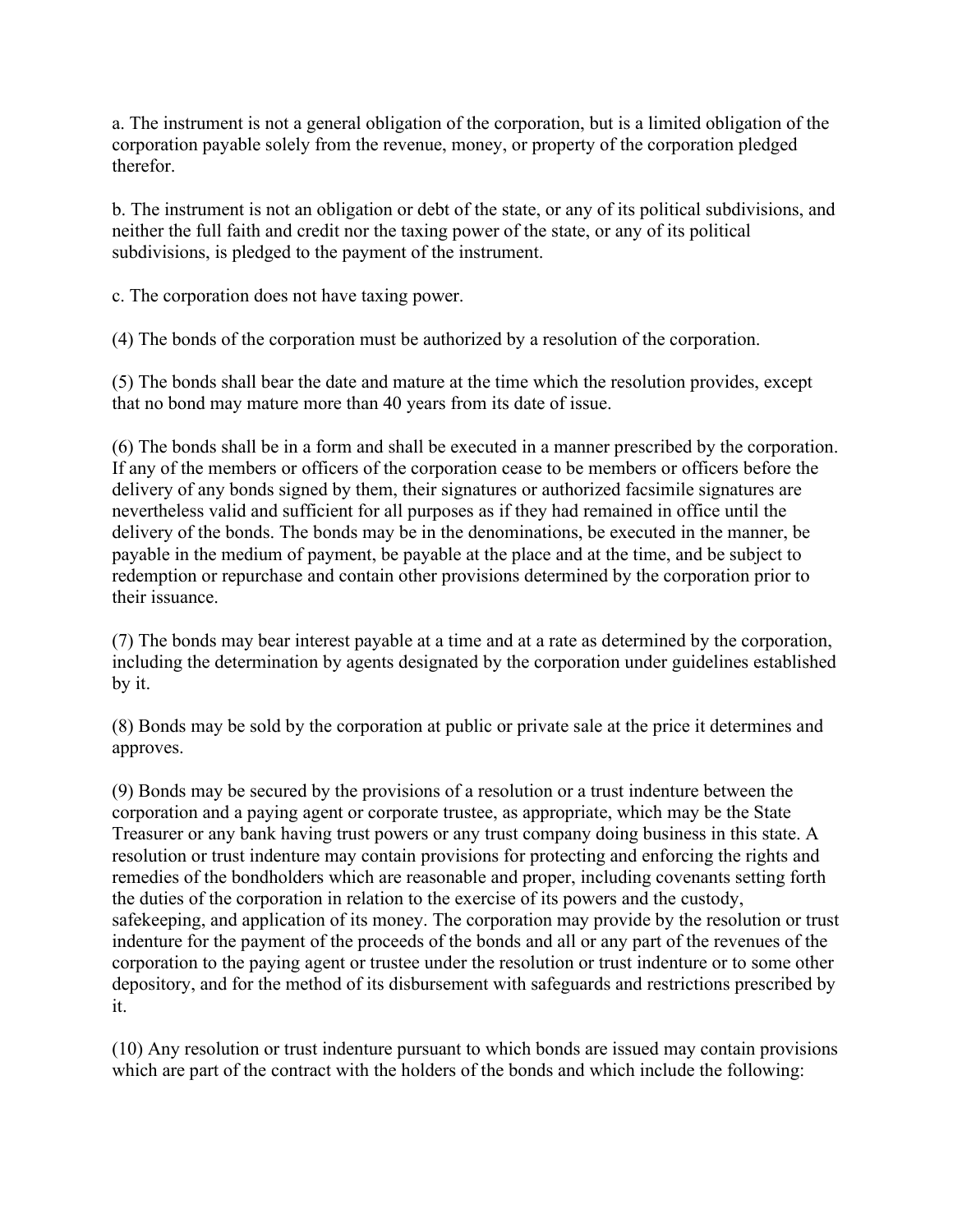a. The instrument is not a general obligation of the corporation, but is a limited obligation of the corporation payable solely from the revenue, money, or property of the corporation pledged therefor.

b. The instrument is not an obligation or debt of the state, or any of its political subdivisions, and neither the full faith and credit nor the taxing power of the state, or any of its political subdivisions, is pledged to the payment of the instrument.

c. The corporation does not have taxing power.

(4) The bonds of the corporation must be authorized by a resolution of the corporation.

(5) The bonds shall bear the date and mature at the time which the resolution provides, except that no bond may mature more than 40 years from its date of issue.

(6) The bonds shall be in a form and shall be executed in a manner prescribed by the corporation. If any of the members or officers of the corporation cease to be members or officers before the delivery of any bonds signed by them, their signatures or authorized facsimile signatures are nevertheless valid and sufficient for all purposes as if they had remained in office until the delivery of the bonds. The bonds may be in the denominations, be executed in the manner, be payable in the medium of payment, be payable at the place and at the time, and be subject to redemption or repurchase and contain other provisions determined by the corporation prior to their issuance.

(7) The bonds may bear interest payable at a time and at a rate as determined by the corporation, including the determination by agents designated by the corporation under guidelines established by it.

(8) Bonds may be sold by the corporation at public or private sale at the price it determines and approves.

(9) Bonds may be secured by the provisions of a resolution or a trust indenture between the corporation and a paying agent or corporate trustee, as appropriate, which may be the State Treasurer or any bank having trust powers or any trust company doing business in this state. A resolution or trust indenture may contain provisions for protecting and enforcing the rights and remedies of the bondholders which are reasonable and proper, including covenants setting forth the duties of the corporation in relation to the exercise of its powers and the custody, safekeeping, and application of its money. The corporation may provide by the resolution or trust indenture for the payment of the proceeds of the bonds and all or any part of the revenues of the corporation to the paying agent or trustee under the resolution or trust indenture or to some other depository, and for the method of its disbursement with safeguards and restrictions prescribed by it.

(10) Any resolution or trust indenture pursuant to which bonds are issued may contain provisions which are part of the contract with the holders of the bonds and which include the following: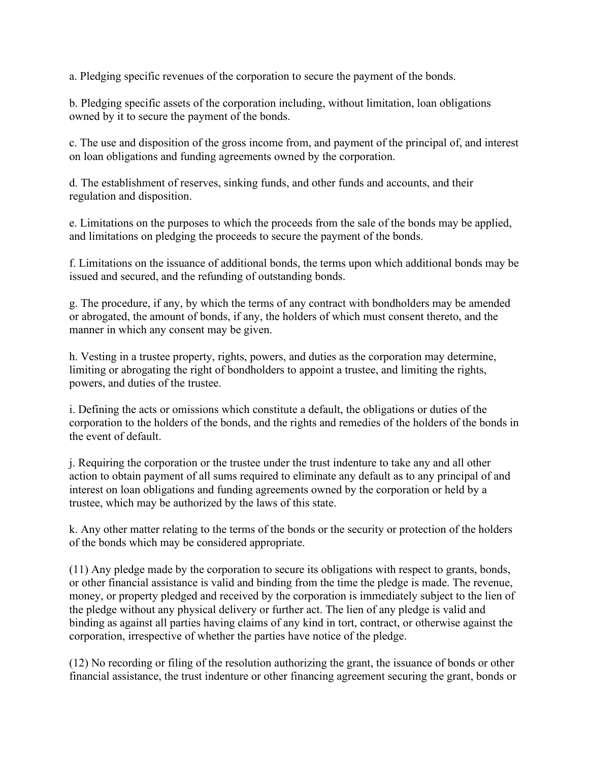a. Pledging specific revenues of the corporation to secure the payment of the bonds.

b. Pledging specific assets of the corporation including, without limitation, loan obligations owned by it to secure the payment of the bonds.

c. The use and disposition of the gross income from, and payment of the principal of, and interest on loan obligations and funding agreements owned by the corporation.

d. The establishment of reserves, sinking funds, and other funds and accounts, and their regulation and disposition.

e. Limitations on the purposes to which the proceeds from the sale of the bonds may be applied, and limitations on pledging the proceeds to secure the payment of the bonds.

f. Limitations on the issuance of additional bonds, the terms upon which additional bonds may be issued and secured, and the refunding of outstanding bonds.

g. The procedure, if any, by which the terms of any contract with bondholders may be amended or abrogated, the amount of bonds, if any, the holders of which must consent thereto, and the manner in which any consent may be given.

h. Vesting in a trustee property, rights, powers, and duties as the corporation may determine, limiting or abrogating the right of bondholders to appoint a trustee, and limiting the rights, powers, and duties of the trustee.

i. Defining the acts or omissions which constitute a default, the obligations or duties of the corporation to the holders of the bonds, and the rights and remedies of the holders of the bonds in the event of default.

j. Requiring the corporation or the trustee under the trust indenture to take any and all other action to obtain payment of all sums required to eliminate any default as to any principal of and interest on loan obligations and funding agreements owned by the corporation or held by a trustee, which may be authorized by the laws of this state.

k. Any other matter relating to the terms of the bonds or the security or protection of the holders of the bonds which may be considered appropriate.

(11) Any pledge made by the corporation to secure its obligations with respect to grants, bonds, or other financial assistance is valid and binding from the time the pledge is made. The revenue, money, or property pledged and received by the corporation is immediately subject to the lien of the pledge without any physical delivery or further act. The lien of any pledge is valid and binding as against all parties having claims of any kind in tort, contract, or otherwise against the corporation, irrespective of whether the parties have notice of the pledge.

(12) No recording or filing of the resolution authorizing the grant, the issuance of bonds or other financial assistance, the trust indenture or other financing agreement securing the grant, bonds or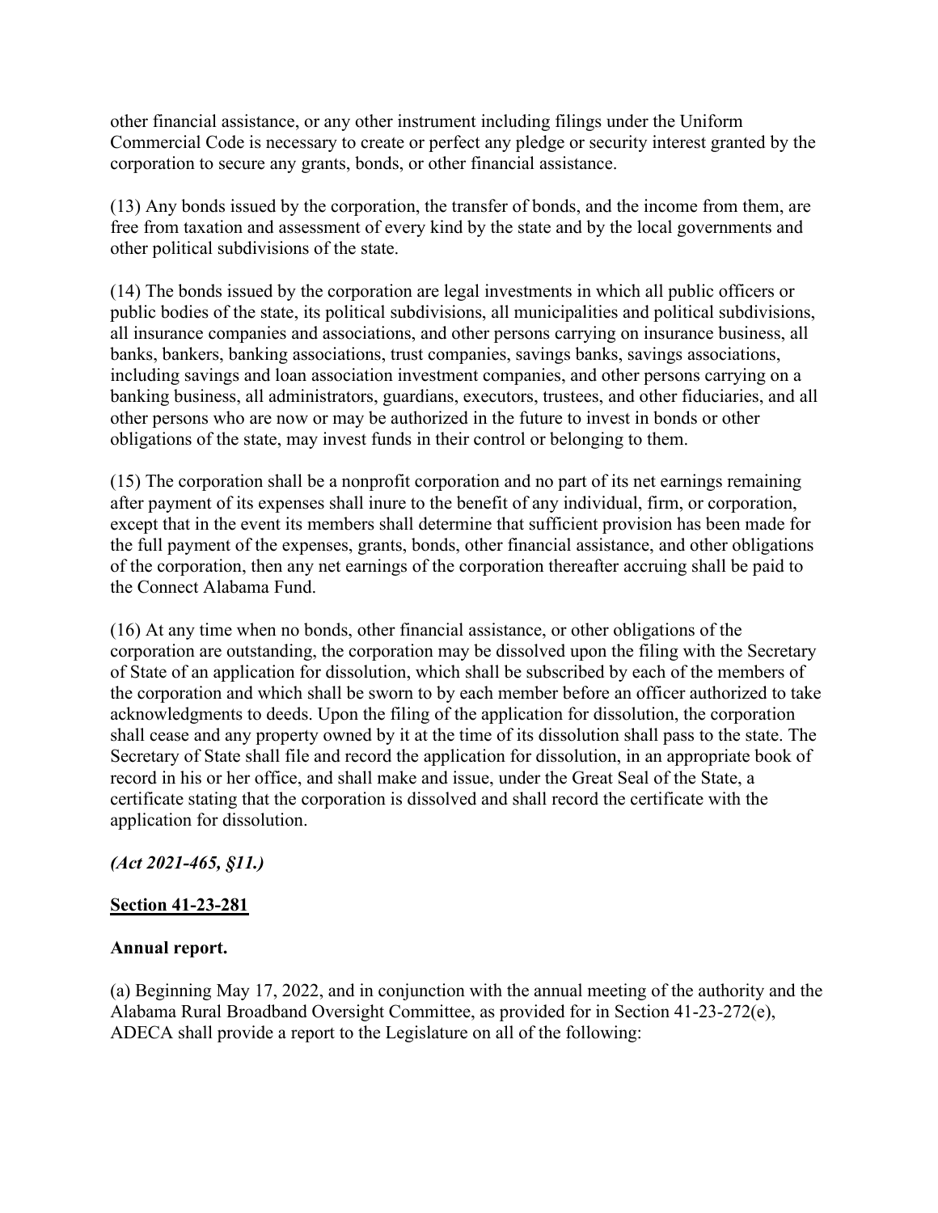other financial assistance, or any other instrument including filings under the Uniform Commercial Code is necessary to create or perfect any pledge or security interest granted by the corporation to secure any grants, bonds, or other financial assistance.

(13) Any bonds issued by the corporation, the transfer of bonds, and the income from them, are free from taxation and assessment of every kind by the state and by the local governments and other political subdivisions of the state.

(14) The bonds issued by the corporation are legal investments in which all public officers or public bodies of the state, its political subdivisions, all municipalities and political subdivisions, all insurance companies and associations, and other persons carrying on insurance business, all banks, bankers, banking associations, trust companies, savings banks, savings associations, including savings and loan association investment companies, and other persons carrying on a banking business, all administrators, guardians, executors, trustees, and other fiduciaries, and all other persons who are now or may be authorized in the future to invest in bonds or other obligations of the state, may invest funds in their control or belonging to them.

(15) The corporation shall be a nonprofit corporation and no part of its net earnings remaining after payment of its expenses shall inure to the benefit of any individual, firm, or corporation, except that in the event its members shall determine that sufficient provision has been made for the full payment of the expenses, grants, bonds, other financial assistance, and other obligations of the corporation, then any net earnings of the corporation thereafter accruing shall be paid to the Connect Alabama Fund.

(16) At any time when no bonds, other financial assistance, or other obligations of the corporation are outstanding, the corporation may be dissolved upon the filing with the Secretary of State of an application for dissolution, which shall be subscribed by each of the members of the corporation and which shall be sworn to by each member before an officer authorized to take acknowledgments to deeds. Upon the filing of the application for dissolution, the corporation shall cease and any property owned by it at the time of its dissolution shall pass to the state. The Secretary of State shall file and record the application for dissolution, in an appropriate book of record in his or her office, and shall make and issue, under the Great Seal of the State, a certificate stating that the corporation is dissolved and shall record the certificate with the application for dissolution.

***(Act 2021-465, §11.)***

**Section 41-23-281**

**Annual report.**

(a) Beginning May 17, 2022, and in conjunction with the annual meeting of the authority and the Alabama Rural Broadband Oversight Committee, as provided for in Section 41-23-272(e), ADECA shall provide a report to the Legislature on all of the following: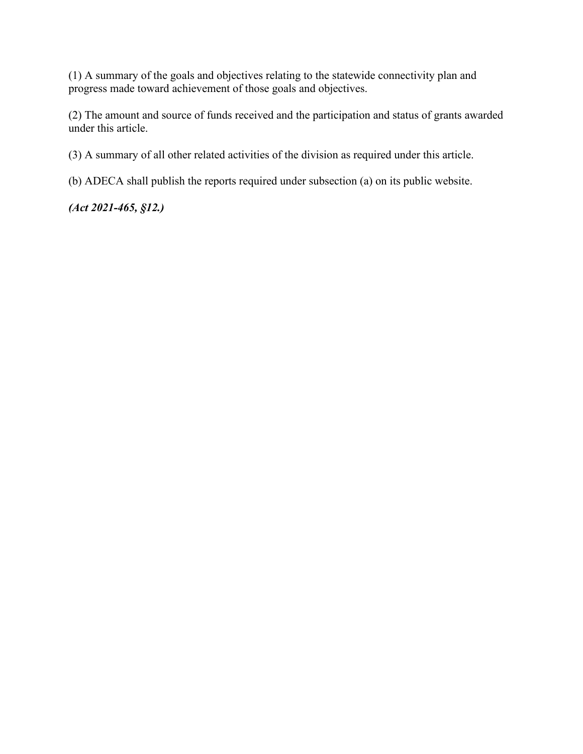(1) A summary of the goals and objectives relating to the statewide connectivity plan and progress made toward achievement of those goals and objectives.

(2) The amount and source of funds received and the participation and status of grants awarded under this article.

(3) A summary of all other related activities of the division as required under this article.

(b) ADECA shall publish the reports required under subsection (a) on its public website.

***(Act 2021-465, §12.)***